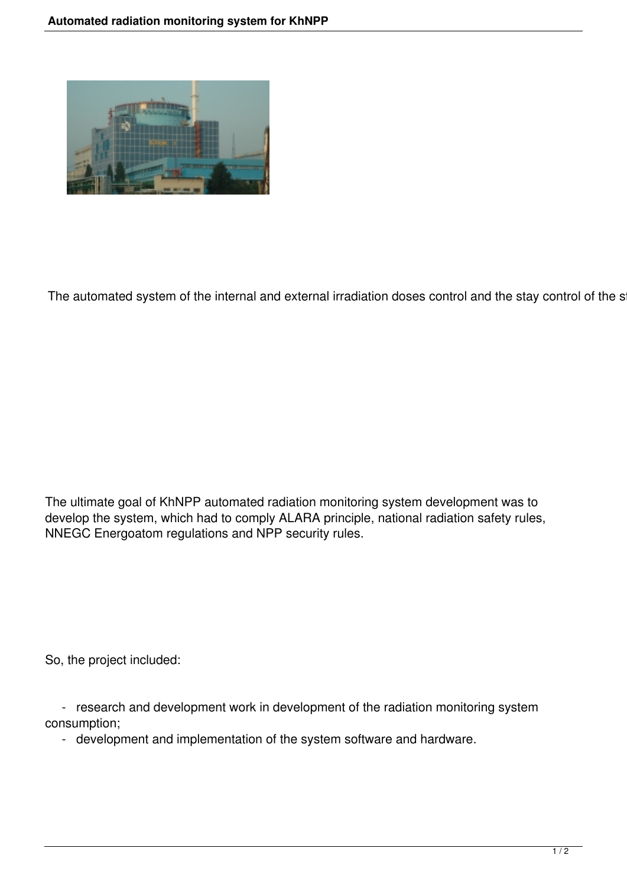The automated system of the internal and external irradiation doses control and the stay control of the st

The ultimate goal of KhNPP automated radiation monitoring system development was to develop the system, which had to comply ALARA principle, national radiation safety rules, NNEGC Energoatom regulations and NPP security rules.

So, the project included:

- research and development work in development of the radiation monitoring system consumption;
- development and implementation of the system software and hardware.